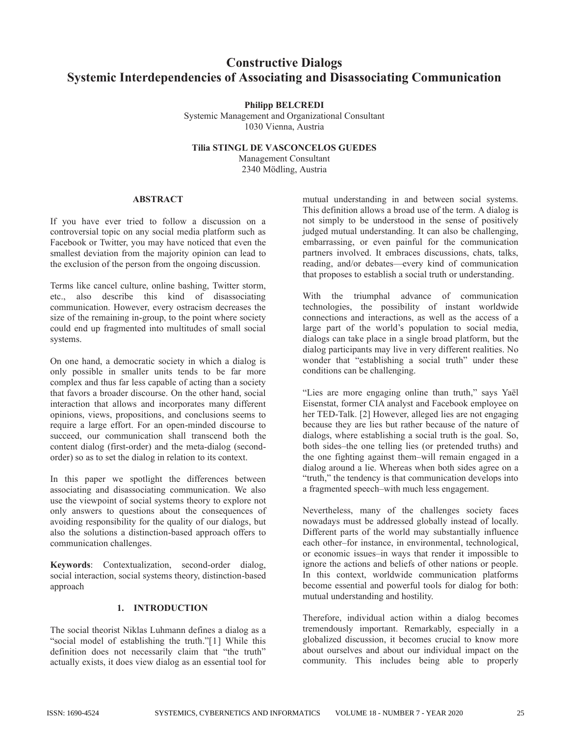# Constructive Dialogs
# Systemic Interdependencies of Associating and Disassociating Communication

**Philipp BELCREDI**
Systemic Management and Organizational Consultant
1030 Vienna, Austria

**Tilia STINGL DE VASCONCELOS GUEDES**
Management Consultant
2340 Mödling, Austria

## ABSTRACT

If you have ever tried to follow a discussion on a controversial topic on any social media platform such as Facebook or Twitter, you may have noticed that even the smallest deviation from the majority opinion can lead to the exclusion of the person from the ongoing discussion.

Terms like cancel culture, online bashing, Twitter storm, etc., also describe this kind of disassociating communication. However, every ostracism decreases the size of the remaining in-group, to the point where society could end up fragmented into multitudes of small social systems.

On one hand, a democratic society in which a dialog is only possible in smaller units tends to be far more complex and thus far less capable of acting than a society that favors a broader discourse. On the other hand, social interaction that allows and incorporates many different opinions, views, propositions, and conclusions seems to require a large effort. For an open-minded discourse to succeed, our communication shall transcend both the content dialog (first-order) and the meta-dialog (second-order) so as to set the dialog in relation to its context.

In this paper we spotlight the differences between associating and disassociating communication. We also use the viewpoint of social systems theory to explore not only answers to questions about the consequences of avoiding responsibility for the quality of our dialogs, but also the solutions a distinction-based approach offers to communication challenges.

**Keywords**: Contextualization, second-order dialog, social interaction, social systems theory, distinction-based approach

## 1. INTRODUCTION

The social theorist Niklas Luhmann defines a dialog as a "social model of establishing the truth."[1] While this definition does not necessarily claim that "the truth" actually exists, it does view dialog as an essential tool for mutual understanding in and between social systems. This definition allows a broad use of the term. A dialog is not simply to be understood in the sense of positively judged mutual understanding. It can also be challenging, embarrassing, or even painful for the communication partners involved. It embraces discussions, chats, talks, reading, and/or debates—every kind of communication that proposes to establish a social truth or understanding.

With the triumphal advance of communication technologies, the possibility of instant worldwide connections and interactions, as well as the access of a large part of the world's population to social media, dialogs can take place in a single broad platform, but the dialog participants may live in very different realities. No wonder that "establishing a social truth" under these conditions can be challenging.

"Lies are more engaging online than truth," says Yaël Eisenstat, former CIA analyst and Facebook employee on her TED-Talk. [2] However, alleged lies are not engaging because they are lies but rather because of the nature of dialogs, where establishing a social truth is the goal. So, both sides–the one telling lies (or pretended truths) and the one fighting against them–will remain engaged in a dialog around a lie. Whereas when both sides agree on a "truth," the tendency is that communication develops into a fragmented speech–with much less engagement.

Nevertheless, many of the challenges society faces nowadays must be addressed globally instead of locally. Different parts of the world may substantially influence each other–for instance, in environmental, technological, or economic issues–in ways that render it impossible to ignore the actions and beliefs of other nations or people. In this context, worldwide communication platforms become essential and powerful tools for dialog for both: mutual understanding and hostility.

Therefore, individual action within a dialog becomes tremendously important. Remarkably, especially in a globalized discussion, it becomes crucial to know more about ourselves and about our individual impact on the community. This includes being able to properly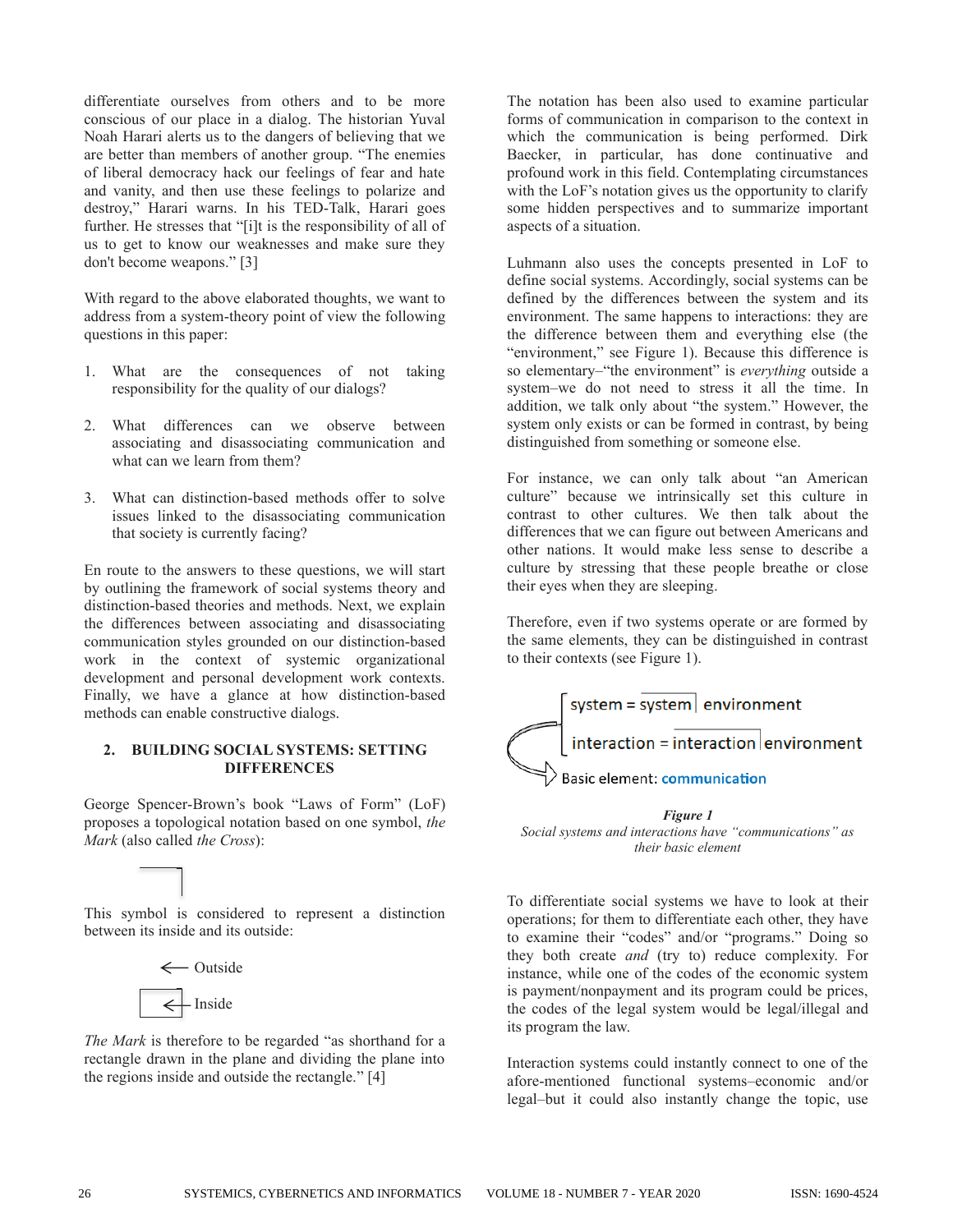differentiate ourselves from others and to be more conscious of our place in a dialog. The historian Yuval Noah Harari alerts us to the dangers of believing that we are better than members of another group. "The enemies of liberal democracy hack our feelings of fear and hate and vanity, and then use these feelings to polarize and destroy," Harari warns. In his TED-Talk, Harari goes further. He stresses that "[i]t is the responsibility of all of us to get to know our weaknesses and make sure they don't become weapons." [3]

With regard to the above elaborated thoughts, we want to address from a system-theory point of view the following questions in this paper:

1. What are the consequences of not taking responsibility for the quality of our dialogs?

2. What differences can we observe between associating and disassociating communication and what can we learn from them?

3. What can distinction-based methods offer to solve issues linked to the disassociating communication that society is currently facing?

En route to the answers to these questions, we will start by outlining the framework of social systems theory and distinction-based theories and methods. Next, we explain the differences between associating and disassociating communication styles grounded on our distinction-based work in the context of systemic organizational development and personal development work contexts. Finally, we have a glance at how distinction-based methods can enable constructive dialogs.

## 2. BUILDING SOCIAL SYSTEMS: SETTING DIFFERENCES

George Spencer-Brown's book "Laws of Form" (LoF) proposes a topological notation based on one symbol, *the Mark* (also called *the Cross*):

⌉

This symbol is considered to represent a distinction between its inside and its outside:

← Outside

← Inside

*The Mark* is therefore to be regarded "as shorthand for a rectangle drawn in the plane and dividing the plane into the regions inside and outside the rectangle." [4]

The notation has been also used to examine particular forms of communication in comparison to the context in which the communication is being performed. Dirk Baecker, in particular, has done continuative and profound work in this field. Contemplating circumstances with the LoF's notation gives us the opportunity to clarify some hidden perspectives and to summarize important aspects of a situation.

Luhmann also uses the concepts presented in LoF to define social systems. Accordingly, social systems can be defined by the differences between the system and its environment. The same happens to interactions: they are the difference between them and everything else (the "environment," see Figure 1). Because this difference is so elementary–"the environment" is *everything* outside a system–we do not need to stress it all the time. In addition, we talk only about "the system." However, the system only exists or can be formed in contrast, by being distinguished from something or someone else.

For instance, we can only talk about "an American culture" because we intrinsically set this culture in contrast to other cultures. We then talk about the differences that we can figure out between Americans and other nations. It would make less sense to describe a culture by stressing that these people breathe or close their eyes when they are sleeping.

Therefore, even if two systems operate or are formed by the same elements, they can be distinguished in contrast to their contexts (see Figure 1).

system = system | environment

interaction = interaction | environment

Basic element: communication

***Figure 1***
*Social systems and interactions have "communications" as their basic element*

To differentiate social systems we have to look at their operations; for them to differentiate each other, they have to examine their "codes" and/or "programs." Doing so they both create *and* (try to) reduce complexity. For instance, while one of the codes of the economic system is payment/nonpayment and its program could be prices, the codes of the legal system would be legal/illegal and its program the law.

Interaction systems could instantly connect to one of the afore-mentioned functional systems–economic and/or legal–but it could also instantly change the topic, use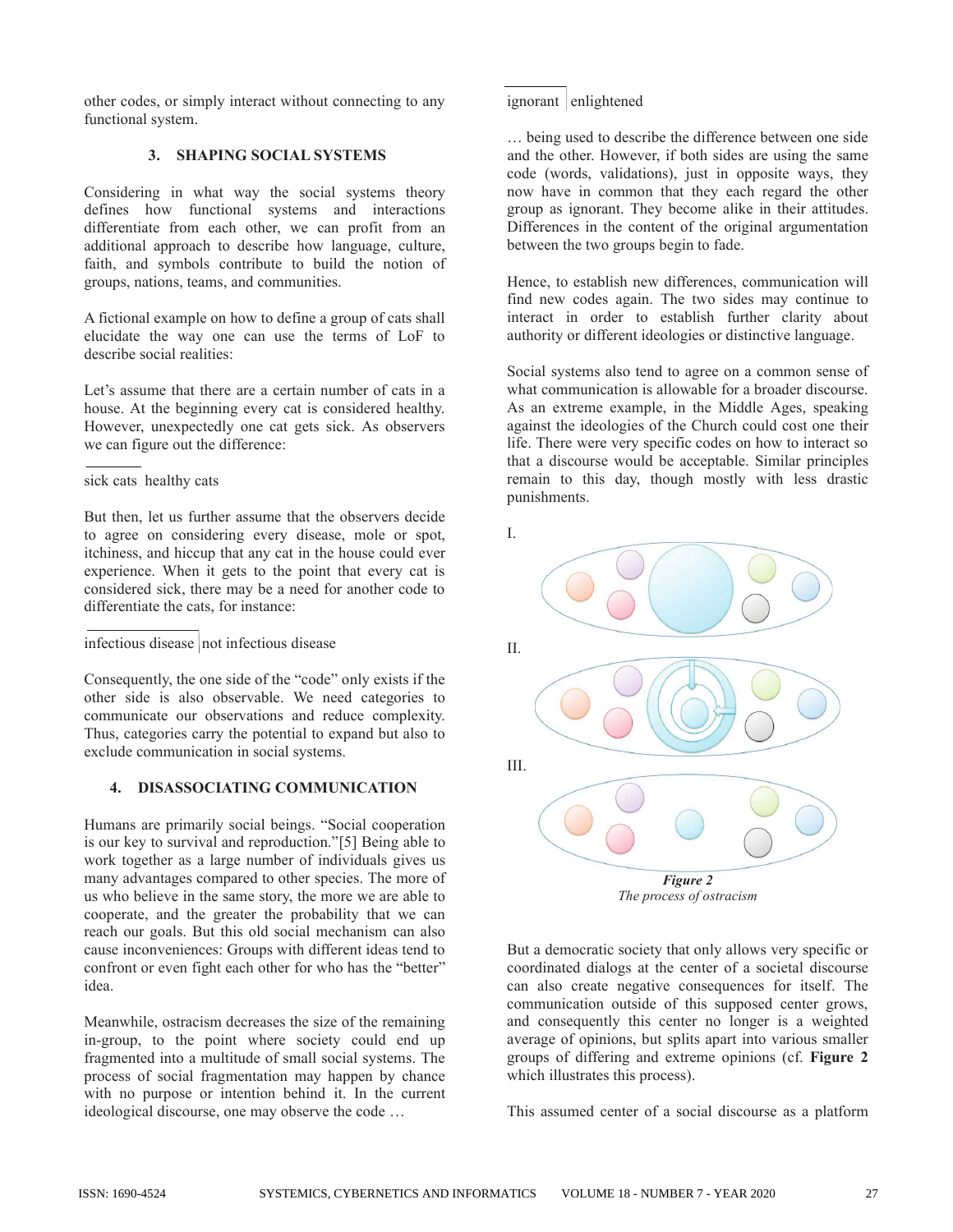other codes, or simply interact without connecting to any functional system.

## 3. SHAPING SOCIAL SYSTEMS

Considering in what way the social systems theory defines how functional systems and interactions differentiate from each other, we can profit from an additional approach to describe how language, culture, faith, and symbols contribute to build the notion of groups, nations, teams, and communities.

A fictional example on how to define a group of cats shall elucidate the way one can use the terms of LoF to describe social realities:

Let's assume that there are a certain number of cats in a house. At the beginning every cat is considered healthy. However, unexpectedly one cat gets sick. As observers we can figure out the difference:

sick cats | healthy cats

But then, let us further assume that the observers decide to agree on considering every disease, mole or spot, itchiness, and hiccup that any cat in the house could ever experience. When it gets to the point that every cat is considered sick, there may be a need for another code to differentiate the cats, for instance:

infectious disease | not infectious disease

Consequently, the one side of the "code" only exists if the other side is also observable. We need categories to communicate our observations and reduce complexity. Thus, categories carry the potential to expand but also to exclude communication in social systems.

## 4. DISASSOCIATING COMMUNICATION

Humans are primarily social beings. "Social cooperation is our key to survival and reproduction."[5] Being able to work together as a large number of individuals gives us many advantages compared to other species. The more of us who believe in the same story, the more we are able to cooperate, and the greater the probability that we can reach our goals. But this old social mechanism can also cause inconveniences: Groups with different ideas tend to confront or even fight each other for who has the "better" idea.

Meanwhile, ostracism decreases the size of the remaining in-group, to the point where society could end up fragmented into a multitude of small social systems. The process of social fragmentation may happen by chance with no purpose or intention behind it. In the current ideological discourse, one may observe the code …

ignorant | enlightened

… being used to describe the difference between one side and the other. However, if both sides are using the same code (words, validations), just in opposite ways, they now have in common that they each regard the other group as ignorant. They become alike in their attitudes. Differences in the content of the original argumentation between the two groups begin to fade.

Hence, to establish new differences, communication will find new codes again. The two sides may continue to interact in order to establish further clarity about authority or different ideologies or distinctive language.

Social systems also tend to agree on a common sense of what communication is allowable for a broader discourse. As an extreme example, in the Middle Ages, speaking against the ideologies of the Church could cost one their life. There were very specific codes on how to interact so that a discourse would be acceptable. Similar principles remain to this day, though mostly with less drastic punishments.

I.

II.

III.

***Figure 2***
*The process of ostracism*

But a democratic society that only allows very specific or coordinated dialogs at the center of a societal discourse can also create negative consequences for itself. The communication outside of this supposed center grows, and consequently this center no longer is a weighted average of opinions, but splits apart into various smaller groups of differing and extreme opinions (cf. **Figure 2** which illustrates this process).

This assumed center of a social discourse as a platform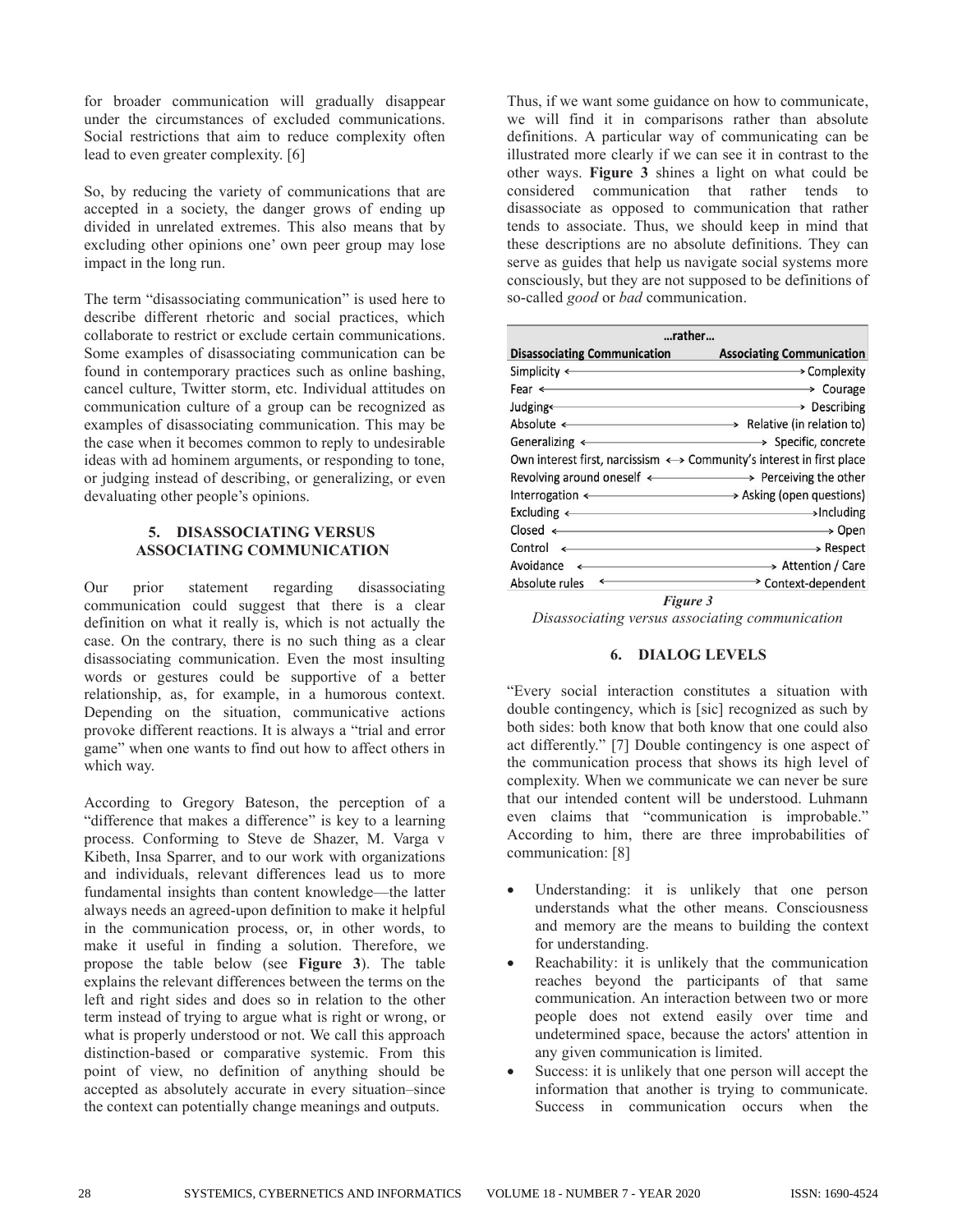for broader communication will gradually disappear under the circumstances of excluded communications. Social restrictions that aim to reduce complexity often lead to even greater complexity. [6]

So, by reducing the variety of communications that are accepted in a society, the danger grows of ending up divided in unrelated extremes. This also means that by excluding other opinions one' own peer group may lose impact in the long run.

The term "disassociating communication" is used here to describe different rhetoric and social practices, which collaborate to restrict or exclude certain communications. Some examples of disassociating communication can be found in contemporary practices such as online bashing, cancel culture, Twitter storm, etc. Individual attitudes on communication culture of a group can be recognized as examples of disassociating communication. This may be the case when it becomes common to reply to undesirable ideas with ad hominem arguments, or responding to tone, or judging instead of describing, or generalizing, or even devaluating other people's opinions.

## 5. DISASSOCIATING VERSUS ASSOCIATING COMMUNICATION

Our prior statement regarding disassociating communication could suggest that there is a clear definition on what it really is, which is not actually the case. On the contrary, there is no such thing as a clear disassociating communication. Even the most insulting words or gestures could be supportive of a better relationship, as, for example, in a humorous context. Depending on the situation, communicative actions provoke different reactions. It is always a "trial and error game" when one wants to find out how to affect others in which way.

According to Gregory Bateson, the perception of a "difference that makes a difference" is key to a learning process. Conforming to Steve de Shazer, M. Varga v Kibeth, Insa Sparrer, and to our work with organizations and individuals, relevant differences lead us to more fundamental insights than content knowledge—the latter always needs an agreed-upon definition to make it helpful in the communication process, or, in other words, to make it useful in finding a solution. Therefore, we propose the table below (see **Figure 3**). The table explains the relevant differences between the terms on the left and right sides and does so in relation to the other term instead of trying to argue what is right or wrong, or what is properly understood or not. We call this approach distinction-based or comparative systemic. From this point of view, no definition of anything should be accepted as absolutely accurate in every situation–since the context can potentially change meanings and outputs.

Thus, if we want some guidance on how to communicate, we will find it in comparisons rather than absolute definitions. A particular way of communicating can be illustrated more clearly if we can see it in contrast to the other ways. **Figure 3** shines a light on what could be considered communication that rather tends to disassociate as opposed to communication that rather tends to associate. Thus, we should keep in mind that these descriptions are no absolute definitions. They can serve as guides that help us navigate social systems more consciously, but they are not supposed to be definitions of so-called *good* or *bad* communication.

| …rather… | |
|---|---|
| **Disassociating Communication** | **Associating Communication** |
| Simplicity ← | → Complexity |
| Fear ← | → Courage |
| Judging ← | → Describing |
| Absolute ← | → Relative (in relation to) |
| Generalizing ← | → Specific, concrete |
| Own interest first, narcissism ← | → Community's interest in first place |
| Revolving around oneself ← | → Perceiving the other |
| Interrogation ← | → Asking (open questions) |
| Excluding ← | → Including |
| Closed ← | → Open |
| Control ← | → Respect |
| Avoidance ← | → Attention / Care |
| Absolute rules ← | → Context-dependent |

***Figure 3***

*Disassociating versus associating communication*

## 6. DIALOG LEVELS

"Every social interaction constitutes a situation with double contingency, which is [sic] recognized as such by both sides: both know that both know that one could also act differently." [7] Double contingency is one aspect of the communication process that shows its high level of complexity. When we communicate we can never be sure that our intended content will be understood. Luhmann even claims that "communication is improbable." According to him, there are three improbabilities of communication: [8]

- Understanding: it is unlikely that one person understands what the other means. Consciousness and memory are the means to building the context for understanding.
- Reachability: it is unlikely that the communication reaches beyond the participants of that same communication. An interaction between two or more people does not extend easily over time and undetermined space, because the actors' attention in any given communication is limited.
- Success: it is unlikely that one person will accept the information that another is trying to communicate. Success in communication occurs when the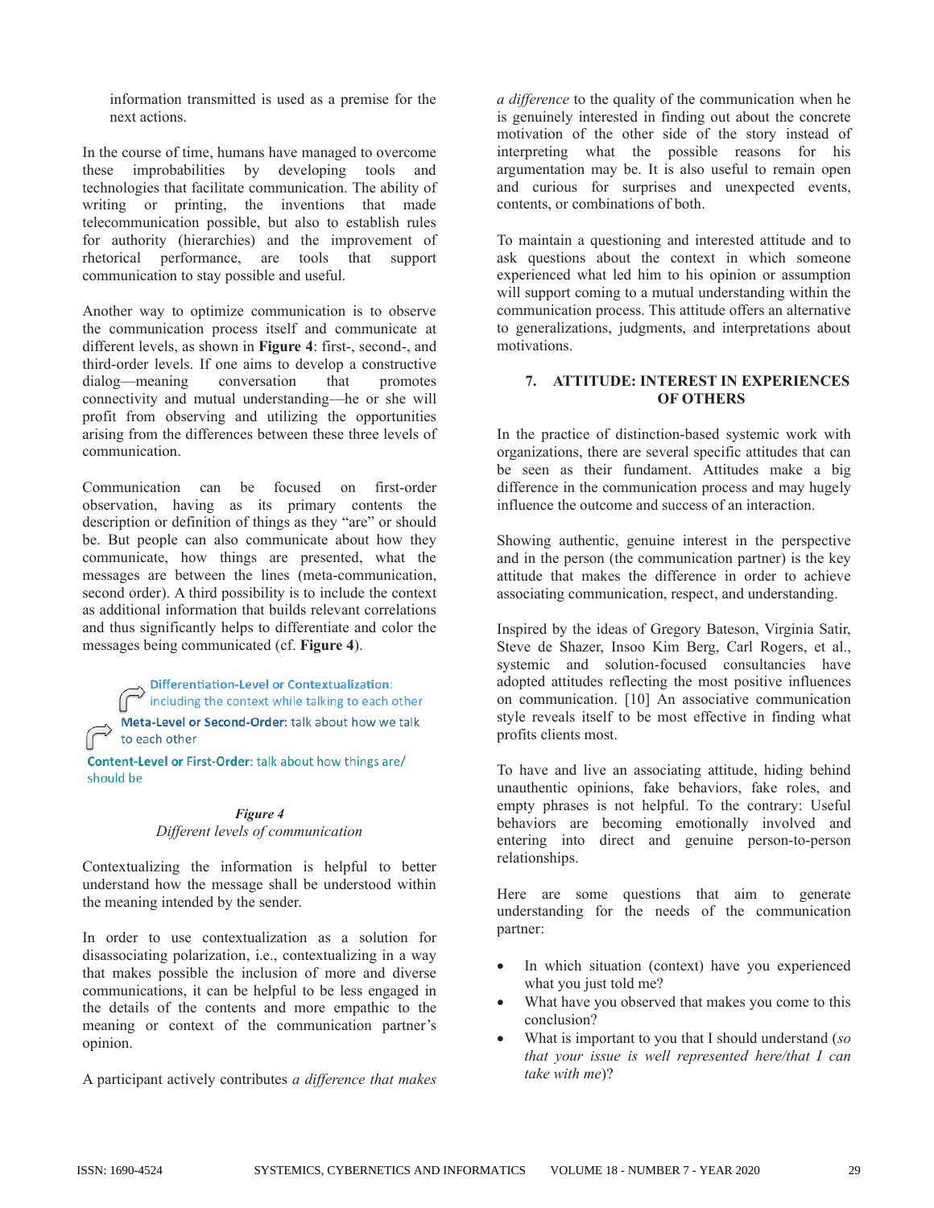information transmitted is used as a premise for the next actions.

In the course of time, humans have managed to overcome these improbabilities by developing tools and technologies that facilitate communication. The ability of writing or printing, the inventions that made telecommunication possible, but also to establish rules for authority (hierarchies) and the improvement of rhetorical performance, are tools that support communication to stay possible and useful.

Another way to optimize communication is to observe the communication process itself and communicate at different levels, as shown in **Figure 4**: first-, second-, and third-order levels. If one aims to develop a constructive dialog—meaning conversation that promotes connectivity and mutual understanding—he or she will profit from observing and utilizing the opportunities arising from the differences between these three levels of communication.

Communication can be focused on first-order observation, having as its primary contents the description or definition of things as they "are" or should be. But people can also communicate about how they communicate, how things are presented, what the messages are between the lines (meta-communication, second order). A third possibility is to include the context as additional information that builds relevant correlations and thus significantly helps to differentiate and color the messages being communicated (cf. **Figure 4**).

**Differentiation-Level or Contextualization**: including the context while talking to each other

**Meta-Level or Second-Order**: talk about how we talk to each other

**Content-Level or First-Order**: talk about how things are/ should be

***Figure 4***
*Different levels of communication*

Contextualizing the information is helpful to better understand how the message shall be understood within the meaning intended by the sender.

In order to use contextualization as a solution for disassociating polarization, i.e., contextualizing in a way that makes possible the inclusion of more and diverse communications, it can be helpful to be less engaged in the details of the contents and more empathic to the meaning or context of the communication partner's opinion.

A participant actively contributes *a difference that makes a difference* to the quality of the communication when he is genuinely interested in finding out about the concrete motivation of the other side of the story instead of interpreting what the possible reasons for his argumentation may be. It is also useful to remain open and curious for surprises and unexpected events, contents, or combinations of both.

To maintain a questioning and interested attitude and to ask questions about the context in which someone experienced what led him to his opinion or assumption will support coming to a mutual understanding within the communication process. This attitude offers an alternative to generalizations, judgments, and interpretations about motivations.

## 7. ATTITUDE: INTEREST IN EXPERIENCES OF OTHERS

In the practice of distinction-based systemic work with organizations, there are several specific attitudes that can be seen as their fundament. Attitudes make a big difference in the communication process and may hugely influence the outcome and success of an interaction.

Showing authentic, genuine interest in the perspective and in the person (the communication partner) is the key attitude that makes the difference in order to achieve associating communication, respect, and understanding.

Inspired by the ideas of Gregory Bateson, Virginia Satir, Steve de Shazer, Insoo Kim Berg, Carl Rogers, et al., systemic and solution-focused consultancies have adopted attitudes reflecting the most positive influences on communication. [10] An associative communication style reveals itself to be most effective in finding what profits clients most.

To have and live an associating attitude, hiding behind unauthentic opinions, fake behaviors, fake roles, and empty phrases is not helpful. To the contrary: Useful behaviors are becoming emotionally involved and entering into direct and genuine person-to-person relationships.

Here are some questions that aim to generate understanding for the needs of the communication partner:

- In which situation (context) have you experienced what you just told me?
- What have you observed that makes you come to this conclusion?
- What is important to you that I should understand (*so that your issue is well represented here/that I can take with me*)?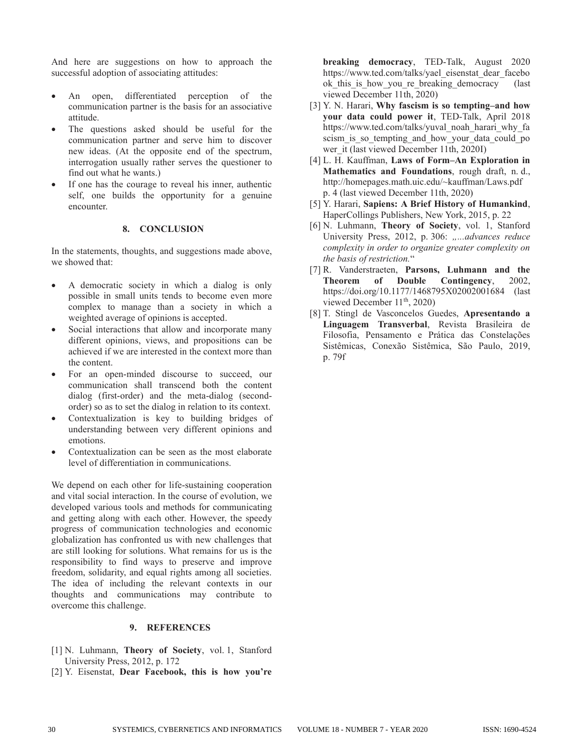And here are suggestions on how to approach the successful adoption of associating attitudes:

- An open, differentiated perception of the communication partner is the basis for an associative attitude.
- The questions asked should be useful for the communication partner and serve him to discover new ideas. (At the opposite end of the spectrum, interrogation usually rather serves the questioner to find out what he wants.)
- If one has the courage to reveal his inner, authentic self, one builds the opportunity for a genuine encounter.

## 8. CONCLUSION

In the statements, thoughts, and suggestions made above, we showed that:

- A democratic society in which a dialog is only possible in small units tends to become even more complex to manage than a society in which a weighted average of opinions is accepted.
- Social interactions that allow and incorporate many different opinions, views, and propositions can be achieved if we are interested in the context more than the content.
- For an open-minded discourse to succeed, our communication shall transcend both the content dialog (first-order) and the meta-dialog (second-order) so as to set the dialog in relation to its context.
- Contextualization is key to building bridges of understanding between very different opinions and emotions.
- Contextualization can be seen as the most elaborate level of differentiation in communications.

We depend on each other for life-sustaining cooperation and vital social interaction. In the course of evolution, we developed various tools and methods for communicating and getting along with each other. However, the speedy progress of communication technologies and economic globalization has confronted us with new challenges that are still looking for solutions. What remains for us is the responsibility to find ways to preserve and improve freedom, solidarity, and equal rights among all societies. The idea of including the relevant contexts in our thoughts and communications may contribute to overcome this challenge.

## 9. REFERENCES

[1] N. Luhmann, **Theory of Society**, vol. 1, Stanford University Press, 2012, p. 172

[2] Y. Eisenstat, **Dear Facebook, this is how you're breaking democracy**, TED-Talk, August 2020 https://www.ted.com/talks/yael_eisenstat_dear_facebook_this_is_how_you_re_breaking_democracy (last viewed December 11th, 2020)

[3] Y. N. Harari, **Why fascism is so tempting–and how your data could power it**, TED-Talk, April 2018 https://www.ted.com/talks/yuval_noah_harari_why_fascism_is_so_tempting_and_how_your_data_could_power_it (last viewed December 11th, 2020I)

[4] L. H. Kauffman, **Laws of Form–An Exploration in Mathematics and Foundations**, rough draft, n. d., http://homepages.math.uic.edu/~kauffman/Laws.pdf p. 4 (last viewed December 11th, 2020)

[5] Y. Harari, **Sapiens: A Brief History of Humankind**, HaperCollings Publishers, New York, 2015, p. 22

[6] N. Luhmann, **Theory of Society**, vol. 1, Stanford University Press, 2012, p. 306: *„...advances reduce complexity in order to organize greater complexity on the basis of restriction.*"

[7] R. Vanderstraeten, **Parsons, Luhmann and the Theorem of Double Contingency**, 2002, https://doi.org/10.1177/1468795X02002001684 (last viewed December 11th, 2020)

[8] T. Stingl de Vasconcelos Guedes, **Apresentando a Linguagem Transverbal**, Revista Brasileira de Filosofia, Pensamento e Prática das Constelações Sistêmicas, Conexão Sistêmica, São Paulo, 2019, p. 79f